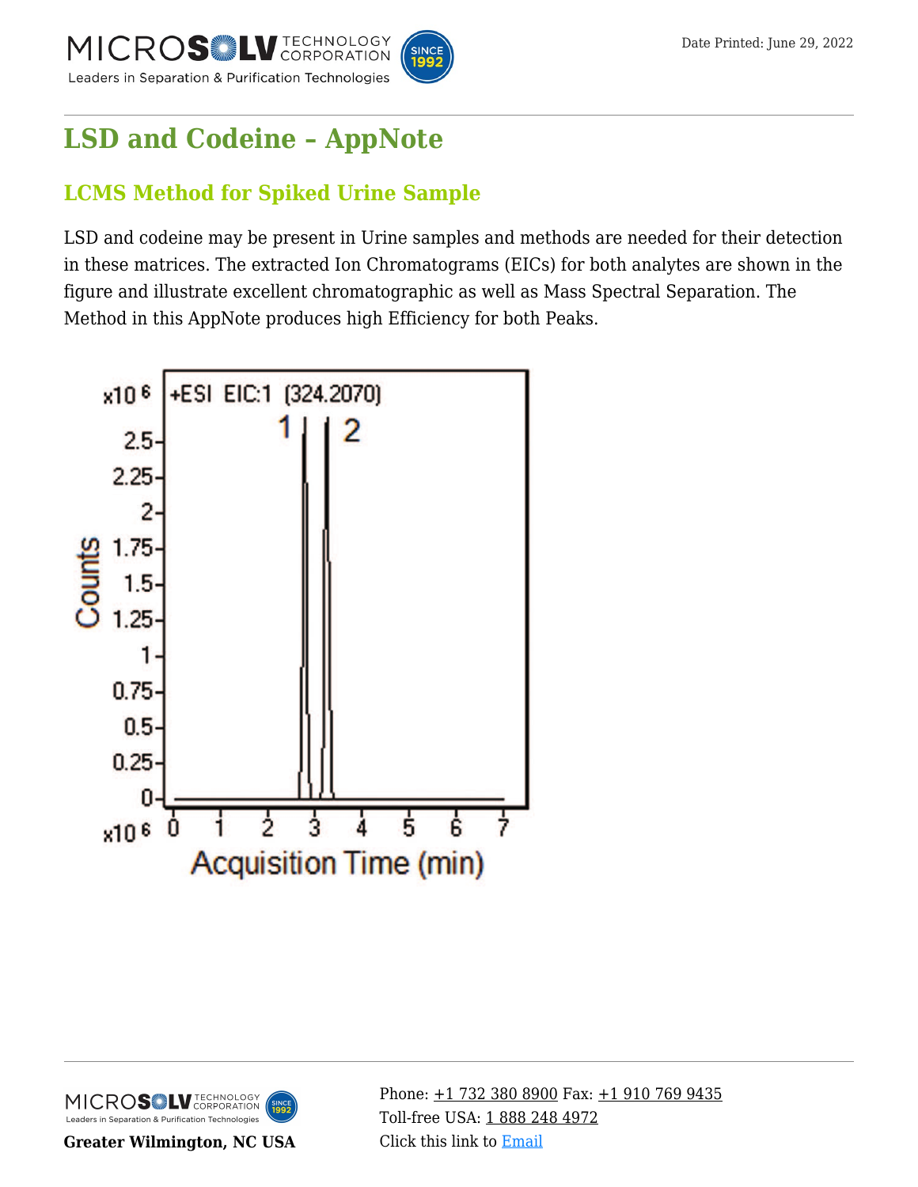# LSD and Codeine – AppNote

## LCMS Method for Spiked Urine Sample

LSD and codeine may be present in Urine samples and methods are needed for their detection in these matrices. The extracted Ion Chromatograms (EICs) for both analytes are shown in the figure and illustrate excellent chromatographic as well as Mass Spectral Separation. The Method in this AppNote produces high Efficiency for both Peaks.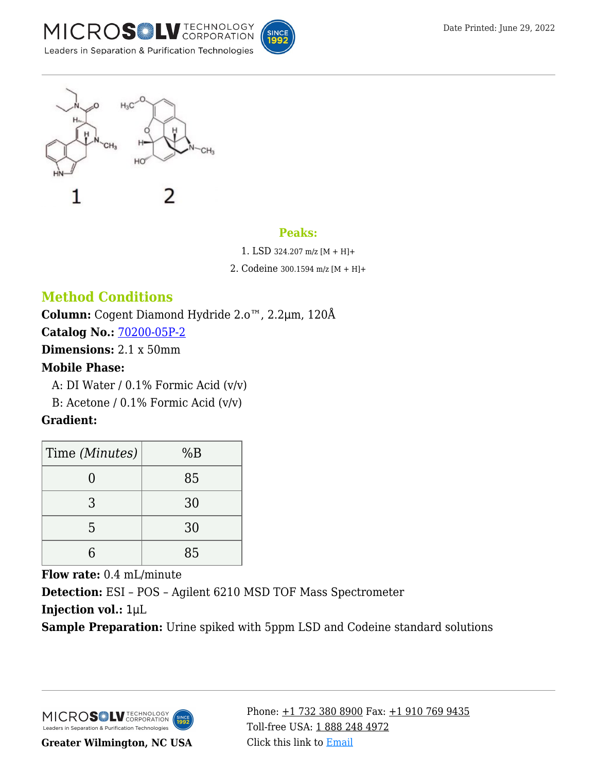1

2

## Peaks:

1. LSD 324.207 m/z [M + H]+
2. Codeine 300.1594 m/z [M + H]+

## Method Conditions

**Column:** Cogent Diamond Hydride 2.o™, 2.2µm, 120Å

**Catalog No.:** 70200-05P-2

**Dimensions:** 2.1 x 50mm

**Mobile Phase:**

A: DI Water / 0.1% Formic Acid (v/v)

B: Acetone / 0.1% Formic Acid (v/v)

**Gradient:**

| Time *(Minutes)* | %B |
|---|---|
| 0 | 85 |
| 3 | 30 |
| 5 | 30 |
| 6 | 85 |

**Flow rate:** 0.4 mL/minute

**Detection:** ESI – POS – Agilent 6210 MSD TOF Mass Spectrometer

**Injection vol.:** 1µL

**Sample Preparation:** Urine spiked with 5ppm LSD and Codeine standard solutions

**Greater Wilmington, NC USA**

Phone: +1 732 380 8900 Fax: +1 910 769 9435
Toll-free USA: 1 888 248 4972
Click this link to Email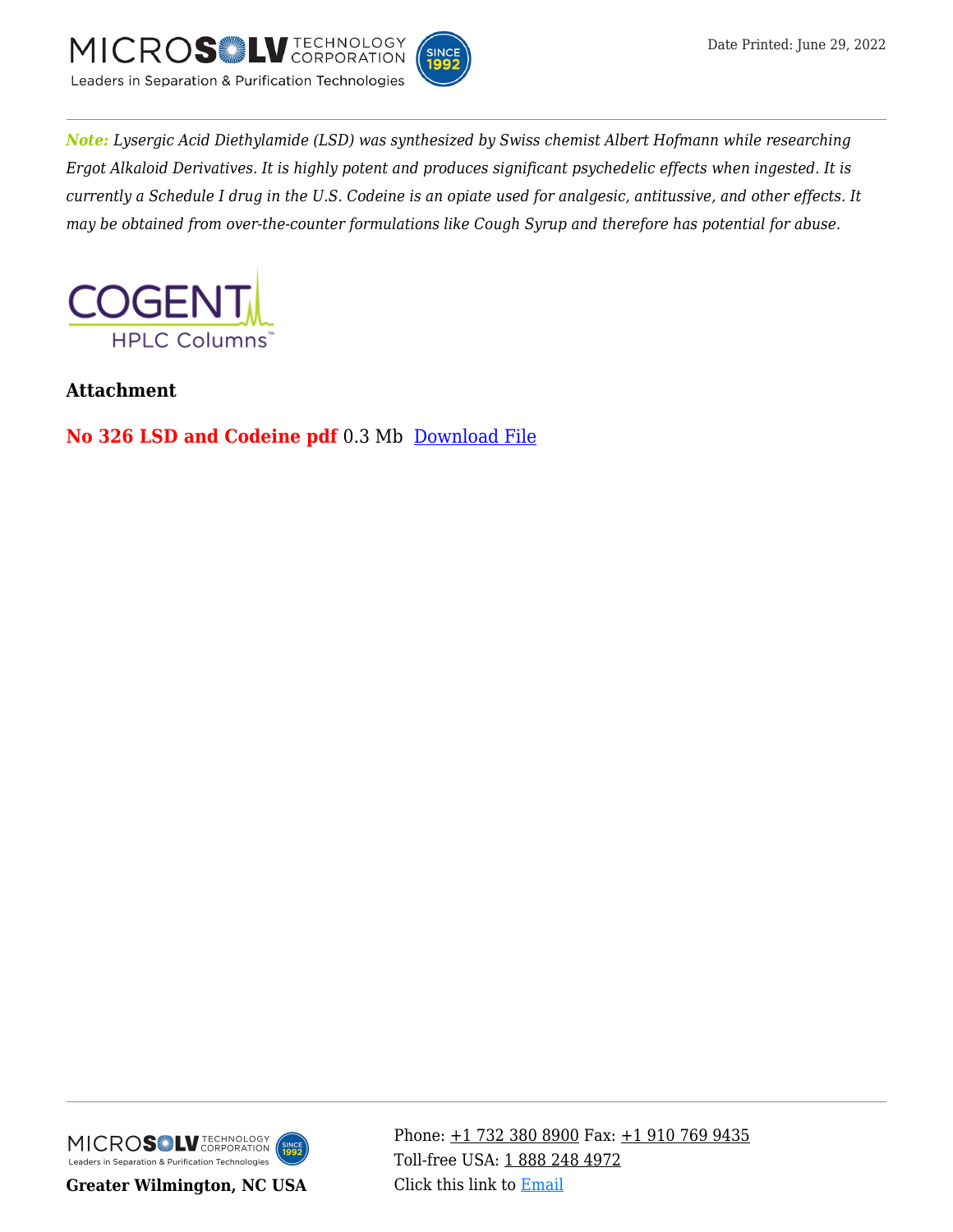***Note:*** *Lysergic Acid Diethylamide (LSD) was synthesized by Swiss chemist Albert Hofmann while researching Ergot Alkaloid Derivatives. It is highly potent and produces significant psychedelic effects when ingested. It is currently a Schedule I drug in the U.S. Codeine is an opiate used for analgesic, antitussive, and other effects. It may be obtained from over-the-counter formulations like Cough Syrup and therefore has potential for abuse.*

COGENT
HPLC Columns™

### Attachment

**No 326 LSD and Codeine pdf** 0.3 Mb [Download File]

**Greater Wilmington, NC USA**

Phone: +1 732 380 8900 Fax: +1 910 769 9435
Toll-free USA: 1 888 248 4972
Click this link to Email